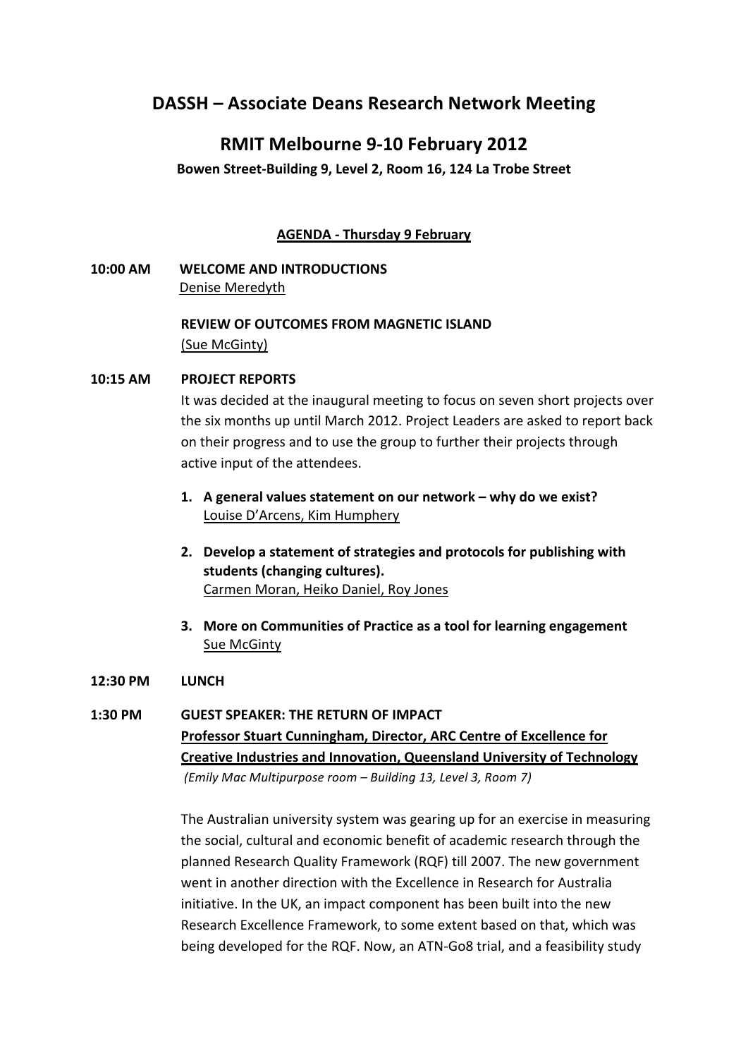# DASSH – Associate Deans Research Network Meeting

## RMIT Melbourne 9-10 February 2012

**Bowen Street-Building 9, Level 2, Room 16, 124 La Trobe Street**

**AGENDA - Thursday 9 February**

**10:00 AM** **WELCOME AND INTRODUCTIONS**
Denise Meredyth

**REVIEW OF OUTCOMES FROM MAGNETIC ISLAND**
(Sue McGinty)

**10:15 AM** **PROJECT REPORTS**

It was decided at the inaugural meeting to focus on seven short projects over the six months up until March 2012. Project Leaders are asked to report back on their progress and to use the group to further their projects through active input of the attendees.

1. **A general values statement on our network – why do we exist?**
   Louise D'Arcens, Kim Humphery
2. **Develop a statement of strategies and protocols for publishing with students (changing cultures).**
   Carmen Moran, Heiko Daniel, Roy Jones
3. **More on Communities of Practice as a tool for learning engagement**
   Sue McGinty

**12:30 PM** **LUNCH**

**1:30 PM** **GUEST SPEAKER: THE RETURN OF IMPACT**
**Professor Stuart Cunningham, Director, ARC Centre of Excellence for Creative Industries and Innovation, Queensland University of Technology**
*(Emily Mac Multipurpose room – Building 13, Level 3, Room 7)*

The Australian university system was gearing up for an exercise in measuring the social, cultural and economic benefit of academic research through the planned Research Quality Framework (RQF) till 2007. The new government went in another direction with the Excellence in Research for Australia initiative. In the UK, an impact component has been built into the new Research Excellence Framework, to some extent based on that, which was being developed for the RQF. Now, an ATN-Go8 trial, and a feasibility study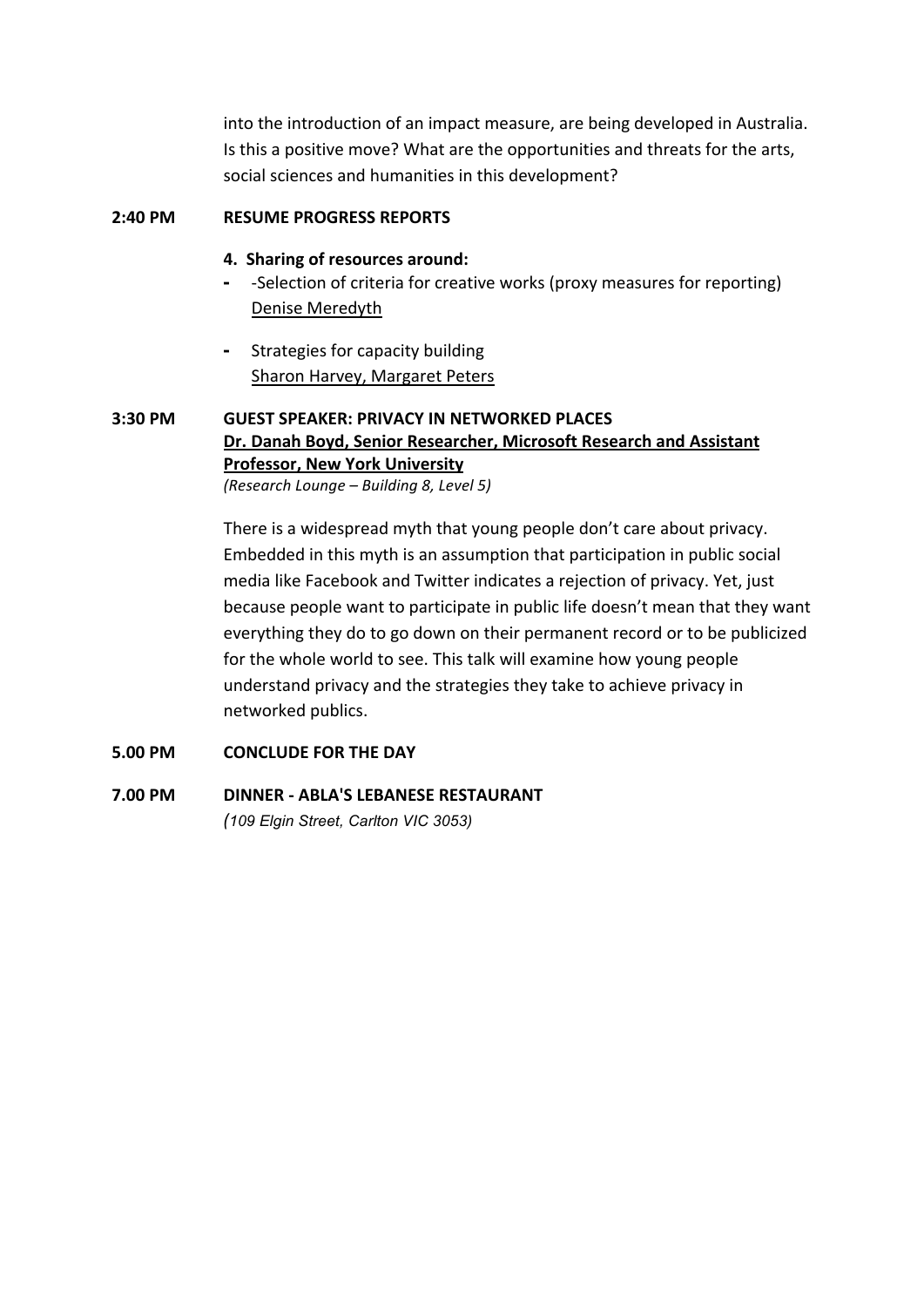into the introduction of an impact measure, are being developed in Australia. Is this a positive move? What are the opportunities and threats for the arts, social sciences and humanities in this development?

**2:40 PM RESUME PROGRESS REPORTS**

**4. Sharing of resources around:**

- -Selection of criteria for creative works (proxy measures for reporting)
  Denise Meredyth
- Strategies for capacity building
  Sharon Harvey, Margaret Peters

**3:30 PM GUEST SPEAKER: PRIVACY IN NETWORKED PLACES**
**Dr. Danah Boyd, Senior Researcher, Microsoft Research and Assistant Professor, New York University**
*(Research Lounge – Building 8, Level 5)*

There is a widespread myth that young people don't care about privacy. Embedded in this myth is an assumption that participation in public social media like Facebook and Twitter indicates a rejection of privacy. Yet, just because people want to participate in public life doesn't mean that they want everything they do to go down on their permanent record or to be publicized for the whole world to see. This talk will examine how young people understand privacy and the strategies they take to achieve privacy in networked publics.

**5.00 PM CONCLUDE FOR THE DAY**

**7.00 PM DINNER - ABLA'S LEBANESE RESTAURANT**
*(109 Elgin Street, Carlton VIC 3053)*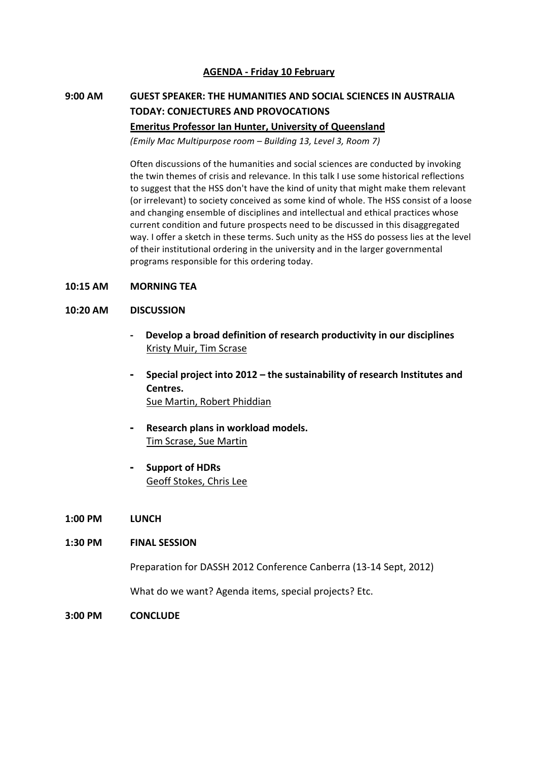# AGENDA - Friday 10 February

**9:00 AM** **GUEST SPEAKER: THE HUMANITIES AND SOCIAL SCIENCES IN AUSTRALIA TODAY: CONJECTURES AND PROVOCATIONS**

**Emeritus Professor Ian Hunter, University of Queensland**

*(Emily Mac Multipurpose room – Building 13, Level 3, Room 7)*

Often discussions of the humanities and social sciences are conducted by invoking the twin themes of crisis and relevance. In this talk I use some historical reflections to suggest that the HSS don't have the kind of unity that might make them relevant (or irrelevant) to society conceived as some kind of whole. The HSS consist of a loose and changing ensemble of disciplines and intellectual and ethical practices whose current condition and future prospects need to be discussed in this disaggregated way. I offer a sketch in these terms. Such unity as the HSS do possess lies at the level of their institutional ordering in the university and in the larger governmental programs responsible for this ordering today.

**10:15 AM** **MORNING TEA**

**10:20 AM** **DISCUSSION**

- **Develop a broad definition of research productivity in our disciplines**
  Kristy Muir, Tim Scrase

- **Special project into 2012 – the sustainability of research Institutes and Centres.**
  Sue Martin, Robert Phiddian

- **Research plans in workload models.**
  Tim Scrase, Sue Martin

- **Support of HDRs**
  Geoff Stokes, Chris Lee

**1:00 PM** **LUNCH**

**1:30 PM** **FINAL SESSION**

Preparation for DASSH 2012 Conference Canberra (13-14 Sept, 2012)

What do we want? Agenda items, special projects? Etc.

**3:00 PM** **CONCLUDE**